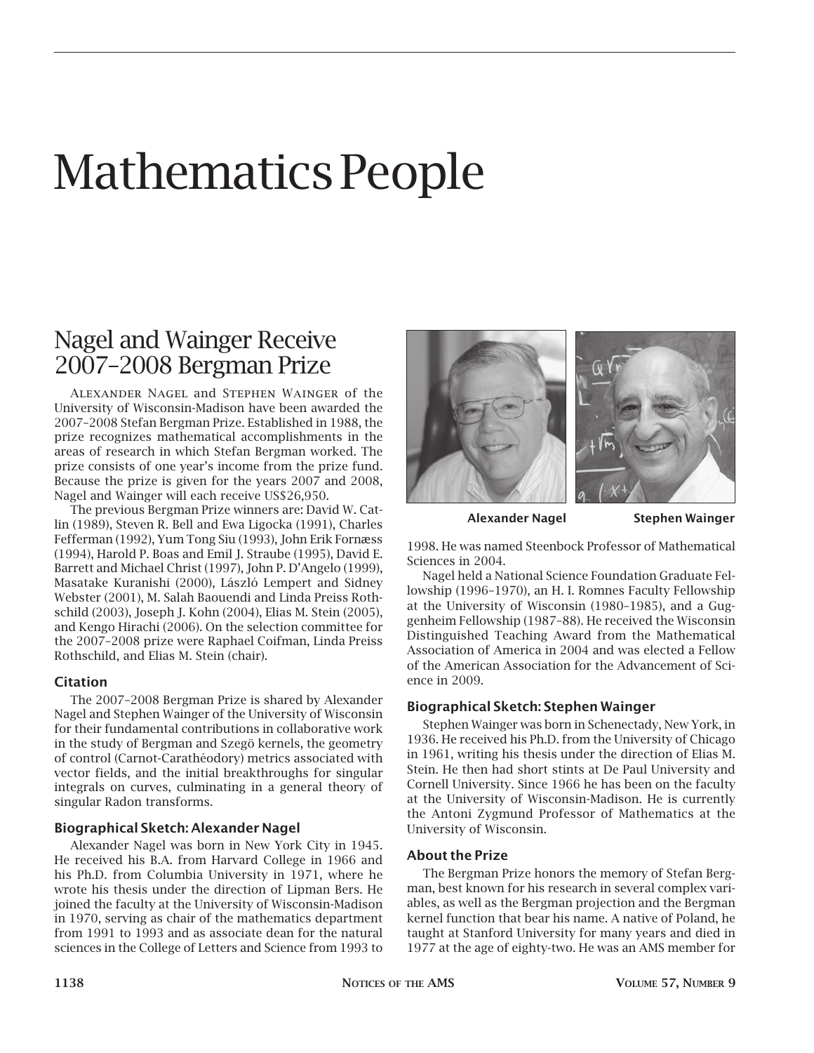# Mathematics People

## Nagel and Wainger Receive 2007–2008 Bergman Prize

Alexander Nagel and Stephen Wainger of the University of Wisconsin-Madison have been awarded the 2007–2008 Stefan Bergman Prize. Established in 1988, the prize recognizes mathematical accomplishments in the areas of research in which Stefan Bergman worked. The prize consists of one year's income from the prize fund. Because the prize is given for the years 2007 and 2008, Nagel and Wainger will each receive US$26,950.

The previous Bergman Prize winners are: David W. Catlin (1989), Steven R. Bell and Ewa Ligocka (1991), Charles Fefferman (1992), Yum Tong Siu (1993), John Erik Fornæss (1994), Harold P. Boas and Emil J. Straube (1995), David E. Barrett and Michael Christ (1997), John P. D'Angelo (1999), Masatake Kuranishi (2000), László Lempert and Sidney Webster (2001), M. Salah Baouendi and Linda Preiss Rothschild (2003), Joseph J. Kohn (2004), Elias M. Stein (2005), and Kengo Hirachi (2006). On the selection committee for the 2007–2008 prize were Raphael Coifman, Linda Preiss Rothschild, and Elias M. Stein (chair).

### Citation

The 2007–2008 Bergman Prize is shared by Alexander Nagel and Stephen Wainger of the University of Wisconsin for their fundamental contributions in collaborative work in the study of Bergman and Szegö kernels, the geometry of control (Carnot-Carathéodory) metrics associated with vector fields, and the initial breakthroughs for singular integrals on curves, culminating in a general theory of singular Radon transforms.

### Biographical Sketch: Alexander Nagel

Alexander Nagel was born in New York City in 1945. He received his B.A. from Harvard College in 1966 and his Ph.D. from Columbia University in 1971, where he wrote his thesis under the direction of Lipman Bers. He joined the faculty at the University of Wisconsin-Madison in 1970, serving as chair of the mathematics department from 1991 to 1993 and as associate dean for the natural sciences in the College of Letters and Science from 1993 to 1998. He was named Steenbock Professor of Mathematical Sciences in 2004.

Alexander Nagel    Stephen Wainger

Nagel held a National Science Foundation Graduate Fellowship (1996–1970), an H. I. Romnes Faculty Fellowship at the University of Wisconsin (1980–1985), and a Guggenheim Fellowship (1987–88). He received the Wisconsin Distinguished Teaching Award from the Mathematical Association of America in 2004 and was elected a Fellow of the American Association for the Advancement of Science in 2009.

### Biographical Sketch: Stephen Wainger

Stephen Wainger was born in Schenectady, New York, in 1936. He received his Ph.D. from the University of Chicago in 1961, writing his thesis under the direction of Elias M. Stein. He then had short stints at De Paul University and Cornell University. Since 1966 he has been on the faculty at the University of Wisconsin-Madison. He is currently the Antoni Zygmund Professor of Mathematics at the University of Wisconsin.

### About the Prize

The Bergman Prize honors the memory of Stefan Bergman, best known for his research in several complex variables, as well as the Bergman projection and the Bergman kernel function that bear his name. A native of Poland, he taught at Stanford University for many years and died in 1977 at the age of eighty-two. He was an AMS member for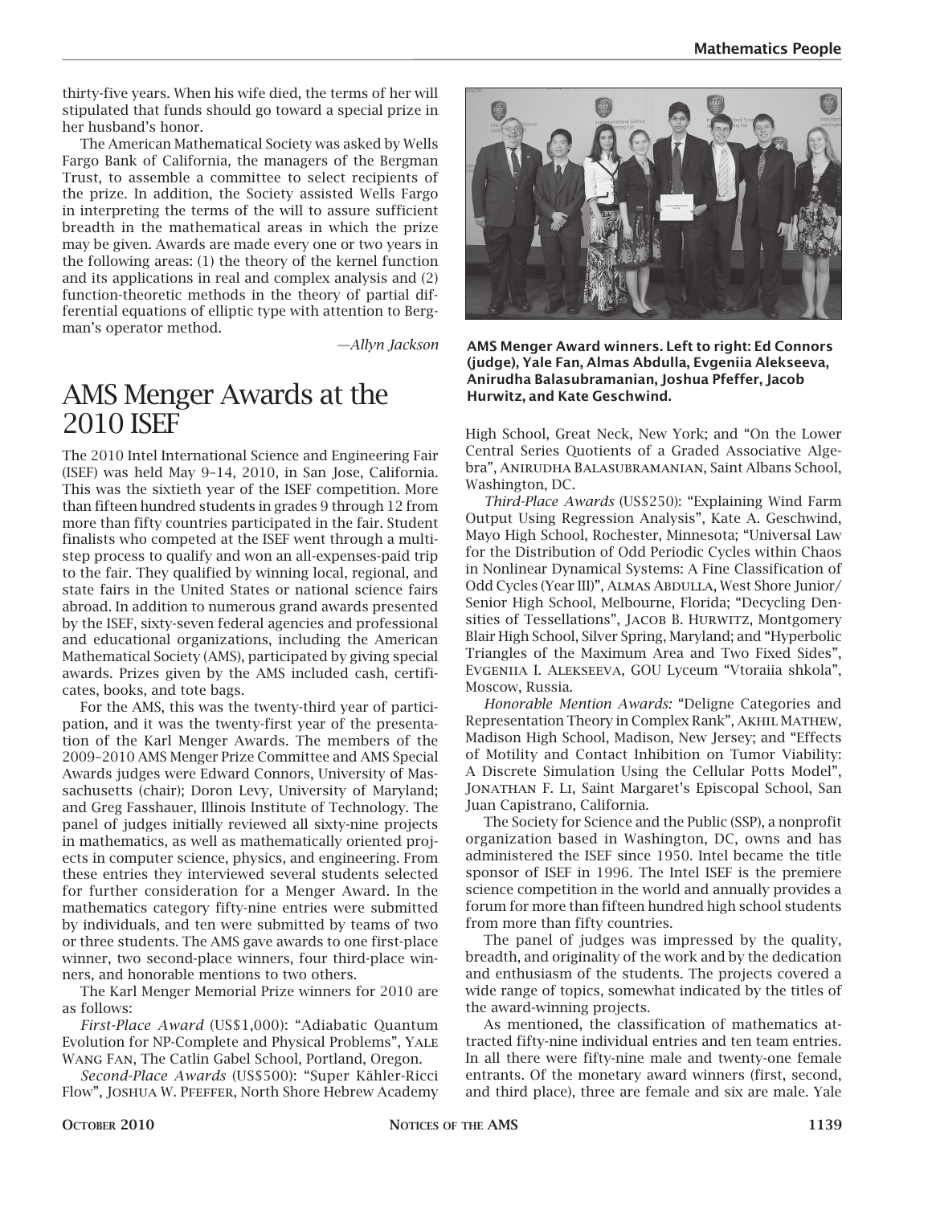thirty-five years. When his wife died, the terms of her will stipulated that funds should go toward a special prize in her husband's honor.

The American Mathematical Society was asked by Wells Fargo Bank of California, the managers of the Bergman Trust, to assemble a committee to select recipients of the prize. In addition, the Society assisted Wells Fargo in interpreting the terms of the will to assure sufficient breadth in the mathematical areas in which the prize may be given. Awards are made every one or two years in the following areas: (1) the theory of the kernel function and its applications in real and complex analysis and (2) function-theoretic methods in the theory of partial differential equations of elliptic type with attention to Bergman's operator method.

*—Allyn Jackson*

# AMS Menger Awards at the 2010 ISEF

The 2010 Intel International Science and Engineering Fair (ISEF) was held May 9–14, 2010, in San Jose, California. This was the sixtieth year of the ISEF competition. More than fifteen hundred students in grades 9 through 12 from more than fifty countries participated in the fair. Student finalists who competed at the ISEF went through a multistep process to qualify and won an all-expenses-paid trip to the fair. They qualified by winning local, regional, and state fairs in the United States or national science fairs abroad. In addition to numerous grand awards presented by the ISEF, sixty-seven federal agencies and professional and educational organizations, including the American Mathematical Society (AMS), participated by giving special awards. Prizes given by the AMS included cash, certificates, books, and tote bags.

For the AMS, this was the twenty-third year of participation, and it was the twenty-first year of the presentation of the Karl Menger Awards. The members of the 2009–2010 AMS Menger Prize Committee and AMS Special Awards judges were Edward Connors, University of Massachusetts (chair); Doron Levy, University of Maryland; and Greg Fasshauer, Illinois Institute of Technology. The panel of judges initially reviewed all sixty-nine projects in mathematics, as well as mathematically oriented projects in computer science, physics, and engineering. From these entries they interviewed several students selected for further consideration for a Menger Award. In the mathematics category fifty-nine entries were submitted by individuals, and ten were submitted by teams of two or three students. The AMS gave awards to one first-place winner, two second-place winners, four third-place winners, and honorable mentions to two others.

The Karl Menger Memorial Prize winners for 2010 are as follows:

*First-Place Award* (US$1,000): "Adiabatic Quantum Evolution for NP-Complete and Physical Problems", Yale Wang Fan, The Catlin Gabel School, Portland, Oregon.

*Second-Place Awards* (US$500): "Super Kähler-Ricci Flow", Joshua W. Pfeffer, North Shore Hebrew Academy High School, Great Neck, New York; and "On the Lower Central Series Quotients of a Graded Associative Algebra", Anirudha Balasubramanian, Saint Albans School, Washington, DC.

*Third-Place Awards* (US$250): "Explaining Wind Farm Output Using Regression Analysis", Kate A. Geschwind, Mayo High School, Rochester, Minnesota; "Universal Law for the Distribution of Odd Periodic Cycles within Chaos in Nonlinear Dynamical Systems: A Fine Classification of Odd Cycles (Year III)", Almas Abdulla, West Shore Junior/Senior High School, Melbourne, Florida; "Decycling Densities of Tessellations", Jacob B. Hurwitz, Montgomery Blair High School, Silver Spring, Maryland; and "Hyperbolic Triangles of the Maximum Area and Two Fixed Sides", Evgeniia I. Alekseeva, GOU Lyceum "Vtoraiia shkola", Moscow, Russia.

*Honorable Mention Awards:* "Deligne Categories and Representation Theory in Complex Rank", Akhil Mathew, Madison High School, Madison, New Jersey; and "Effects of Motility and Contact Inhibition on Tumor Viability: A Discrete Simulation Using the Cellular Potts Model", Jonathan F. Li, Saint Margaret's Episcopal School, San Juan Capistrano, California.

**AMS Menger Award winners. Left to right: Ed Connors (judge), Yale Fan, Almas Abdulla, Evgeniia Alekseeva, Anirudha Balasubramanian, Joshua Pfeffer, Jacob Hurwitz, and Kate Geschwind.**

The Society for Science and the Public (SSP), a nonprofit organization based in Washington, DC, owns and has administered the ISEF since 1950. Intel became the title sponsor of ISEF in 1996. The Intel ISEF is the premiere science competition in the world and annually provides a forum for more than fifteen hundred high school students from more than fifty countries.

The panel of judges was impressed by the quality, breadth, and originality of the work and by the dedication and enthusiasm of the students. The projects covered a wide range of topics, somewhat indicated by the titles of the award-winning projects.

As mentioned, the classification of mathematics attracted fifty-nine individual entries and ten team entries. In all there were fifty-nine male and twenty-one female entrants. Of the monetary award winners (first, second, and third place), three are female and six are male. Yale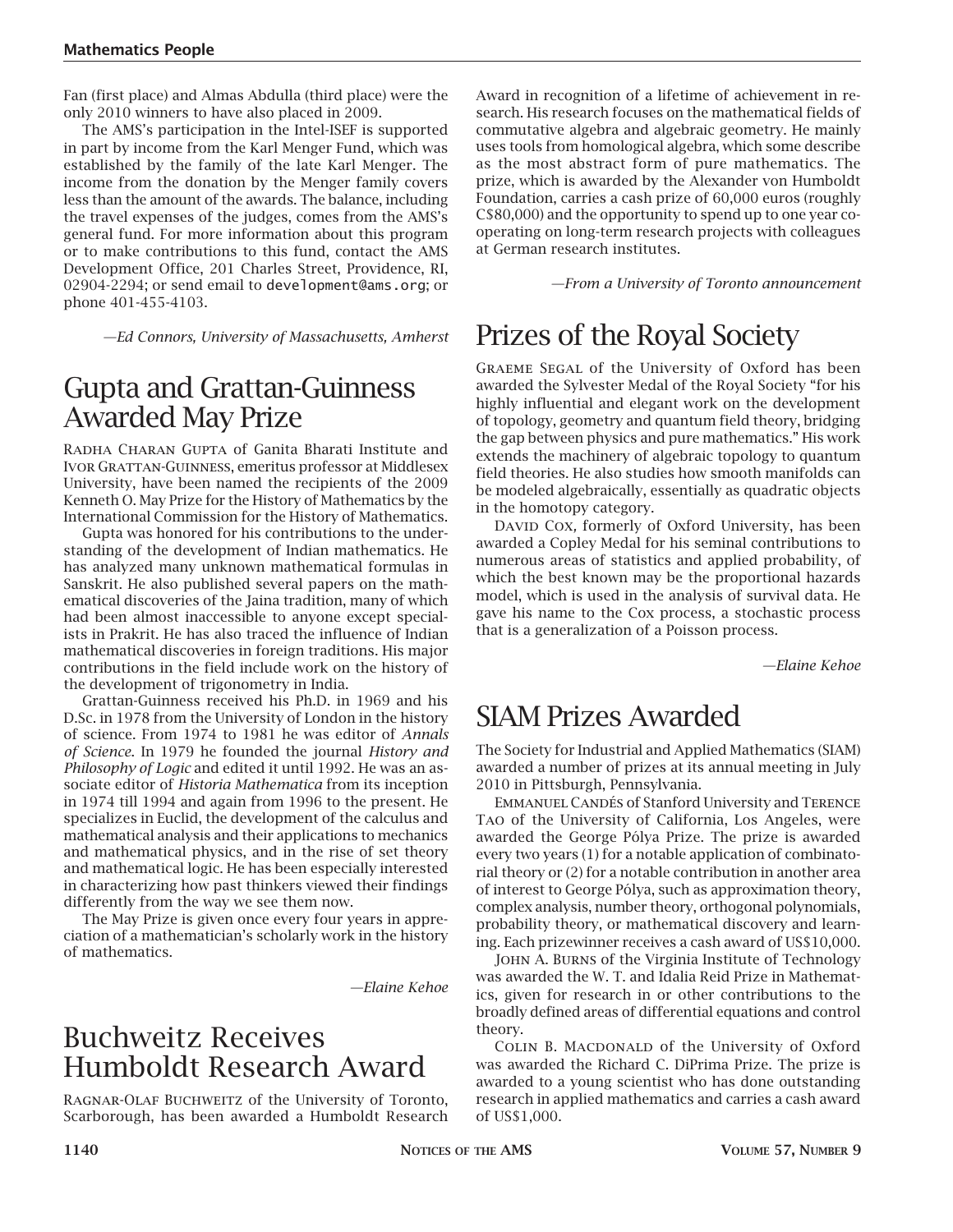Fan (first place) and Almas Abdulla (third place) were the only 2010 winners to have also placed in 2009.

The AMS's participation in the Intel-ISEF is supported in part by income from the Karl Menger Fund, which was established by the family of the late Karl Menger. The income from the donation by the Menger family covers less than the amount of the awards. The balance, including the travel expenses of the judges, comes from the AMS's general fund. For more information about this program or to make contributions to this fund, contact the AMS Development Office, 201 Charles Street, Providence, RI, 02904-2294; or send email to development@ams.org; or phone 401-455-4103.

*—Ed Connors, University of Massachusetts, Amherst*

# Gupta and Grattan-Guinness Awarded May Prize

Radha Charan Gupta of Ganita Bharati Institute and Ivor Grattan-Guinness, emeritus professor at Middlesex University, have been named the recipients of the 2009 Kenneth O. May Prize for the History of Mathematics by the International Commission for the History of Mathematics.

Gupta was honored for his contributions to the understanding of the development of Indian mathematics. He has analyzed many unknown mathematical formulas in Sanskrit. He also published several papers on the mathematical discoveries of the Jaina tradition, many of which had been almost inaccessible to anyone except specialists in Prakrit. He has also traced the influence of Indian mathematical discoveries in foreign traditions. His major contributions in the field include work on the history of the development of trigonometry in India.

Grattan-Guinness received his Ph.D. in 1969 and his D.Sc. in 1978 from the University of London in the history of science. From 1974 to 1981 he was editor of *Annals of Science*. In 1979 he founded the journal *History and Philosophy of Logic* and edited it until 1992. He was an associate editor of *Historia Mathematica* from its inception in 1974 till 1994 and again from 1996 to the present. He specializes in Euclid, the development of the calculus and mathematical analysis and their applications to mechanics and mathematical physics, and in the rise of set theory and mathematical logic. He has been especially interested in characterizing how past thinkers viewed their findings differently from the way we see them now.

The May Prize is given once every four years in appreciation of a mathematician's scholarly work in the history of mathematics.

*—Elaine Kehoe*

# Buchweitz Receives Humboldt Research Award

Ragnar-Olaf Buchweitz of the University of Toronto, Scarborough, has been awarded a Humboldt Research Award in recognition of a lifetime of achievement in research. His research focuses on the mathematical fields of commutative algebra and algebraic geometry. He mainly uses tools from homological algebra, which some describe as the most abstract form of pure mathematics. The prize, which is awarded by the Alexander von Humboldt Foundation, carries a cash prize of 60,000 euros (roughly C$80,000) and the opportunity to spend up to one year cooperating on long-term research projects with colleagues at German research institutes.

*—From a University of Toronto announcement*

# Prizes of the Royal Society

Graeme Segal of the University of Oxford has been awarded the Sylvester Medal of the Royal Society "for his highly influential and elegant work on the development of topology, geometry and quantum field theory, bridging the gap between physics and pure mathematics." His work extends the machinery of algebraic topology to quantum field theories. He also studies how smooth manifolds can be modeled algebraically, essentially as quadratic objects in the homotopy category.

David Cox, formerly of Oxford University, has been awarded a Copley Medal for his seminal contributions to numerous areas of statistics and applied probability, of which the best known may be the proportional hazards model, which is used in the analysis of survival data. He gave his name to the Cox process, a stochastic process that is a generalization of a Poisson process.

*—Elaine Kehoe*

# SIAM Prizes Awarded

The Society for Industrial and Applied Mathematics (SIAM) awarded a number of prizes at its annual meeting in July 2010 in Pittsburgh, Pennsylvania.

Emmanuel Candés of Stanford University and Terence Tao of the University of California, Los Angeles, were awarded the George Pólya Prize. The prize is awarded every two years (1) for a notable application of combinatorial theory or (2) for a notable contribution in another area of interest to George Pólya, such as approximation theory, complex analysis, number theory, orthogonal polynomials, probability theory, or mathematical discovery and learning. Each prizewinner receives a cash award of US$10,000.

John A. Burns of the Virginia Institute of Technology was awarded the W. T. and Idalia Reid Prize in Mathematics, given for research in or other contributions to the broadly defined areas of differential equations and control theory.

Colin B. Macdonald of the University of Oxford was awarded the Richard C. DiPrima Prize. The prize is awarded to a young scientist who has done outstanding research in applied mathematics and carries a cash award of US$1,000.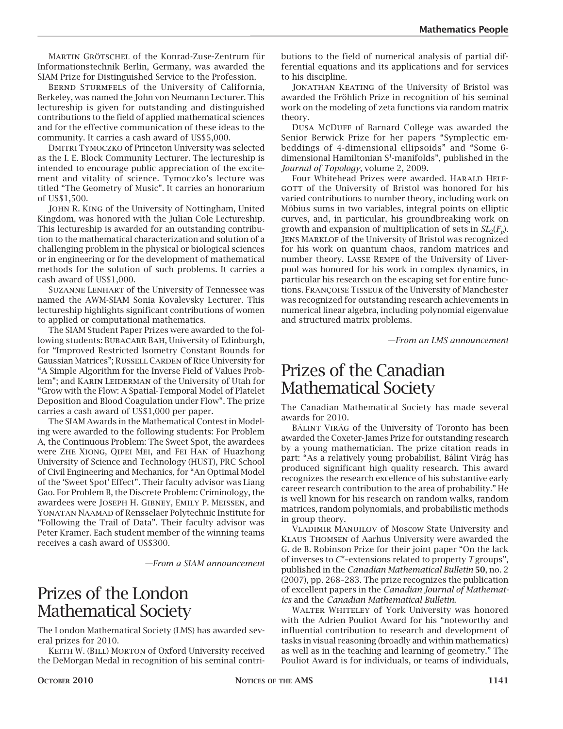MARTIN GRÖTSCHEL of the Konrad-Zuse-Zentrum für Informationstechnik Berlin, Germany, was awarded the SIAM Prize for Distinguished Service to the Profession.

BERND STURMFELS of the University of California, Berkeley, was named the John von Neumann Lecturer. This lectureship is given for outstanding and distinguished contributions to the field of applied mathematical sciences and for the effective communication of these ideas to the community. It carries a cash award of US$5,000.

DMITRI TYMOCZKO of Princeton University was selected as the I. E. Block Community Lecturer. The lectureship is intended to encourage public appreciation of the excitement and vitality of science. Tymoczko's lecture was titled "The Geometry of Music". It carries an honorarium of US$1,500.

JOHN R. KING of the University of Nottingham, United Kingdom, was honored with the Julian Cole Lectureship. This lectureship is awarded for an outstanding contribution to the mathematical characterization and solution of a challenging problem in the physical or biological sciences or in engineering or for the development of mathematical methods for the solution of such problems. It carries a cash award of US$1,000.

SUZANNE LENHART of the University of Tennessee was named the AWM-SIAM Sonia Kovalevsky Lecturer. This lectureship highlights significant contributions of women to applied or computational mathematics.

The SIAM Student Paper Prizes were awarded to the following students: BUBACARR BAH, University of Edinburgh, for "Improved Restricted Isometry Constant Bounds for Gaussian Matrices"; RUSSELL CARDEN of Rice University for "A Simple Algorithm for the Inverse Field of Values Problem"; and KARIN LEIDERMAN of the University of Utah for "Grow with the Flow: A Spatial-Temporal Model of Platelet Deposition and Blood Coagulation under Flow". The prize carries a cash award of US$1,000 per paper.

The SIAM Awards in the Mathematical Contest in Modeling were awarded to the following students: For Problem A, the Continuous Problem: The Sweet Spot, the awardees were ZHE XIONG, QIPEI MEI, and FEI HAN of Huazhong University of Science and Technology (HUST), PRC School of Civil Engineering and Mechanics, for "An Optimal Model of the 'Sweet Spot' Effect". Their faculty advisor was Liang Gao. For Problem B, the Discrete Problem: Criminology, the awardees were JOSEPH H. GIBNEY, EMILY P. MEISSEN, and YONATAN NAAMAD of Rensselaer Polytechnic Institute for "Following the Trail of Data". Their faculty advisor was Peter Kramer. Each student member of the winning teams receives a cash award of US$300.

*—From a SIAM announcement*

# Prizes of the London Mathematical Society

The London Mathematical Society (LMS) has awarded several prizes for 2010.

KEITH W. (BILL) MORTON of Oxford University received the DeMorgan Medal in recognition of his seminal contributions to the field of numerical analysis of partial differential equations and its applications and for services to his discipline.

JONATHAN KEATING of the University of Bristol was awarded the Fröhlich Prize in recognition of his seminal work on the modeling of zeta functions via random matrix theory.

DUSA MCDUFF of Barnard College was awarded the Senior Berwick Prize for her papers "Symplectic embeddings of 4-dimensional ellipsoids" and "Some 6-dimensional Hamiltonian $S^1$-manifolds", published in the *Journal of Topology*, volume 2, 2009.

Four Whitehead Prizes were awarded. HARALD HELFGOTT of the University of Bristol was honored for his varied contributions to number theory, including work on Möbius sums in two variables, integral points on elliptic curves, and, in particular, his groundbreaking work on growth and expansion of multiplication of sets in $SL_2(F_p)$. JENS MARKLOF of the University of Bristol was recognized for his work on quantum chaos, random matrices and number theory. LASSE REMPE of the University of Liverpool was honored for his work in complex dynamics, in particular his research on the escaping set for entire functions. FRANÇOISE TISSEUR of the University of Manchester was recognized for outstanding research achievements in numerical linear algebra, including polynomial eigenvalue and structured matrix problems.

*—From an LMS announcement*

# Prizes of the Canadian Mathematical Society

The Canadian Mathematical Society has made several awards for 2010.

BÁLINT VIRÁG of the University of Toronto has been awarded the Coxeter-James Prize for outstanding research by a young mathematician. The prize citation reads in part: "As a relatively young probabilist, Bálint Virág has produced significant high quality research. This award recognizes the research excellence of his substantive early career research contribution to the area of probability." He is well known for his research on random walks, random matrices, random polynomials, and probabilistic methods in group theory.

VLADIMIR MANUILOV of Moscow State University and KLAUS THOMSEN of Aarhus University were awarded the G. de B. Robinson Prize for their joint paper "On the lack of inverses to $C^*$-extensions related to property $T$ groups", published in the *Canadian Mathematical Bulletin* **50**, no. 2 (2007), pp. 268–283. The prize recognizes the publication of excellent papers in the *Canadian Journal of Mathematics* and the *Canadian Mathematical Bulletin*.

WALTER WHITELEY of York University was honored with the Adrien Pouliot Award for his "noteworthy and influential contribution to research and development of tasks in visual reasoning (broadly and within mathematics) as well as in the teaching and learning of geometry." The Pouliot Award is for individuals, or teams of individuals,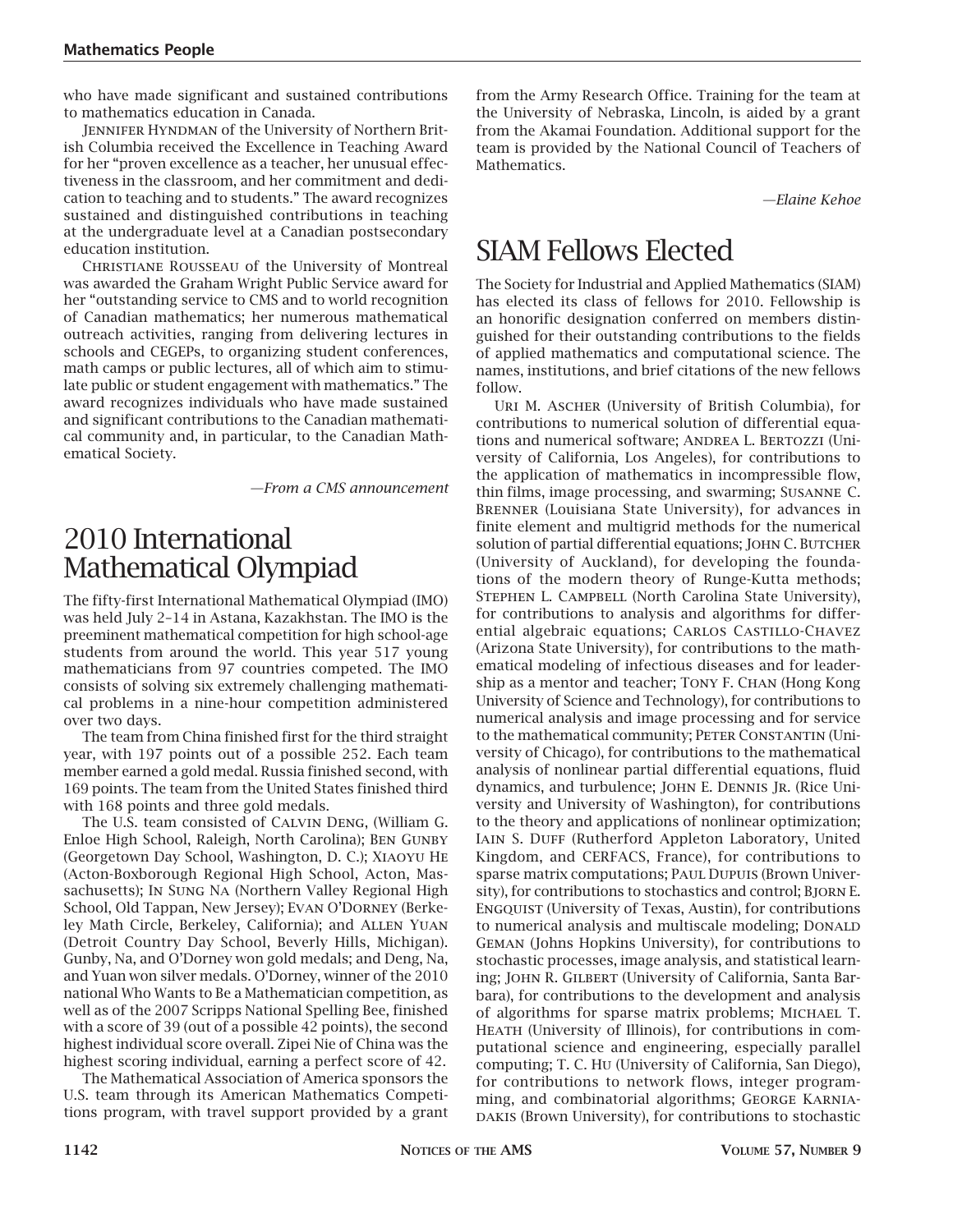who have made significant and sustained contributions to mathematics education in Canada.

Jennifer Hyndman of the University of Northern British Columbia received the Excellence in Teaching Award for her "proven excellence as a teacher, her unusual effectiveness in the classroom, and her commitment and dedication to teaching and to students." The award recognizes sustained and distinguished contributions in teaching at the undergraduate level at a Canadian postsecondary education institution.

Christiane Rousseau of the University of Montreal was awarded the Graham Wright Public Service award for her "outstanding service to CMS and to world recognition of Canadian mathematics; her numerous mathematical outreach activities, ranging from delivering lectures in schools and CEGEPs, to organizing student conferences, math camps or public lectures, all of which aim to stimulate public or student engagement with mathematics." The award recognizes individuals who have made sustained and significant contributions to the Canadian mathematical community and, in particular, to the Canadian Mathematical Society.

*—From a CMS announcement*

# 2010 International Mathematical Olympiad

The fifty-first International Mathematical Olympiad (IMO) was held July 2–14 in Astana, Kazakhstan. The IMO is the preeminent mathematical competition for high school-age students from around the world. This year 517 young mathematicians from 97 countries competed. The IMO consists of solving six extremely challenging mathematical problems in a nine-hour competition administered over two days.

The team from China finished first for the third straight year, with 197 points out of a possible 252. Each team member earned a gold medal. Russia finished second, with 169 points. The team from the United States finished third with 168 points and three gold medals.

The U.S. team consisted of Calvin Deng, (William G. Enloe High School, Raleigh, North Carolina); Ben Gunby (Georgetown Day School, Washington, D. C.); Xiaoyu He (Acton-Boxborough Regional High School, Acton, Massachusetts); In Sung Na (Northern Valley Regional High School, Old Tappan, New Jersey); Evan O'Dorney (Berkeley Math Circle, Berkeley, California); and Allen Yuan (Detroit Country Day School, Beverly Hills, Michigan). Gunby, Na, and O'Dorney won gold medals; and Deng, Na, and Yuan won silver medals. O'Dorney, winner of the 2010 national Who Wants to Be a Mathematician competition, as well as of the 2007 Scripps National Spelling Bee, finished with a score of 39 (out of a possible 42 points), the second highest individual score overall. Zipei Nie of China was the highest scoring individual, earning a perfect score of 42.

The Mathematical Association of America sponsors the U.S. team through its American Mathematics Competitions program, with travel support provided by a grant from the Army Research Office. Training for the team at the University of Nebraska, Lincoln, is aided by a grant from the Akamai Foundation. Additional support for the team is provided by the National Council of Teachers of Mathematics.

*—Elaine Kehoe*

# SIAM Fellows Elected

The Society for Industrial and Applied Mathematics (SIAM) has elected its class of fellows for 2010. Fellowship is an honorific designation conferred on members distinguished for their outstanding contributions to the fields of applied mathematics and computational science. The names, institutions, and brief citations of the new fellows follow.

Uri M. Ascher (University of British Columbia), for contributions to numerical solution of differential equations and numerical software; Andrea L. Bertozzi (University of California, Los Angeles), for contributions to the application of mathematics in incompressible flow, thin films, image processing, and swarming; Susanne C. Brenner (Louisiana State University), for advances in finite element and multigrid methods for the numerical solution of partial differential equations; John C. Butcher (University of Auckland), for developing the foundations of the modern theory of Runge-Kutta methods; Stephen L. Campbell (North Carolina State University), for contributions to analysis and algorithms for differential algebraic equations; Carlos Castillo-Chavez (Arizona State University), for contributions to the mathematical modeling of infectious diseases and for leadership as a mentor and teacher; Tony F. Chan (Hong Kong University of Science and Technology), for contributions to numerical analysis and image processing and for service to the mathematical community; Peter Constantin (University of Chicago), for contributions to the mathematical analysis of nonlinear partial differential equations, fluid dynamics, and turbulence; John E. Dennis Jr. (Rice University and University of Washington), for contributions to the theory and applications of nonlinear optimization; Iain S. Duff (Rutherford Appleton Laboratory, United Kingdom, and CERFACS, France), for contributions to sparse matrix computations; Paul Dupuis (Brown University), for contributions to stochastics and control; Bjorn E. Engquist (University of Texas, Austin), for contributions to numerical analysis and multiscale modeling; Donald Geman (Johns Hopkins University), for contributions to stochastic processes, image analysis, and statistical learning; John R. Gilbert (University of California, Santa Barbara), for contributions to the development and analysis of algorithms for sparse matrix problems; Michael T. Heath (University of Illinois), for contributions in computational science and engineering, especially parallel computing; T. C. Hu (University of California, San Diego), for contributions to network flows, integer programming, and combinatorial algorithms; George Karniadakis (Brown University), for contributions to stochastic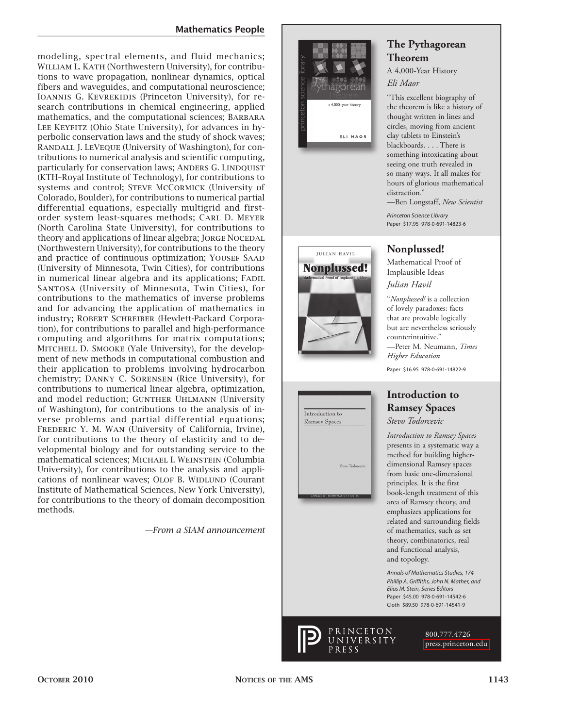modeling, spectral elements, and fluid mechanics; William L. Kath (Northwestern University), for contributions to wave propagation, nonlinear dynamics, optical fibers and waveguides, and computational neuroscience; Ioannis G. Kevrekidis (Princeton University), for research contributions in chemical engineering, applied mathematics, and the computational sciences; Barbara Lee Keyfitz (Ohio State University), for advances in hyperbolic conservation laws and the study of shock waves; Randall J. LeVeque (University of Washington), for contributions to numerical analysis and scientific computing, particularly for conservation laws; Anders G. Lindquist (KTH–Royal Institute of Technology), for contributions to systems and control; Steve McCormick (University of Colorado, Boulder), for contributions to numerical partial differential equations, especially multigrid and first-order system least-squares methods; Carl D. Meyer (North Carolina State University), for contributions to theory and applications of linear algebra; Jorge Nocedal (Northwestern University), for contributions to the theory and practice of continuous optimization; Yousef Saad (University of Minnesota, Twin Cities), for contributions in numerical linear algebra and its applications; Fadil Santosa (University of Minnesota, Twin Cities), for contributions to the mathematics of inverse problems and for advancing the application of mathematics in industry; Robert Schreiber (Hewlett-Packard Corporation), for contributions to parallel and high-performance computing and algorithms for matrix computations; Mitchell D. Smooke (Yale University), for the development of new methods in computational combustion and their application to problems involving hydrocarbon chemistry; Danny C. Sorensen (Rice University), for contributions to numerical linear algebra, optimization, and model reduction; Gunther Uhlmann (University of Washington), for contributions to the analysis of inverse problems and partial differential equations; Frederic Y. M. Wan (University of California, Irvine), for contributions to the theory of elasticity and to developmental biology and for outstanding service to the mathematical sciences; Michael I. Weinstein (Columbia University), for contributions to the analysis and applications of nonlinear waves; Olof B. Widlund (Courant Institute of Mathematical Sciences, New York University), for contributions to the theory of domain decomposition methods.

*—From a SIAM announcement*

## The Pythagorean Theorem

A 4,000-Year History

*Eli Maor*

"This excellent biography of the theorem is like a history of thought written in lines and circles, moving from ancient clay tablets to Einstein's blackboards. . . . There is something intoxicating about seeing one truth revealed in so many ways. It all makes for hours of glorious mathematical distraction."
—Ben Longstaff, *New Scientist*

*Princeton Science Library*
Paper $17.95 978-0-691-14823-6

## Nonplussed!

Mathematical Proof of Implausible Ideas

*Julian Havil*

"*Nonplussed!* is a collection of lovely paradoxes: facts that are provable logically but are nevertheless seriously counterintuitive."
—Peter M. Neumann, *Times Higher Education*

Paper $16.95 978-0-691-14822-9

## Introduction to Ramsey Spaces

*Stevo Todorcevic*

*Introduction to Ramsey Spaces* presents in a systematic way a method for building higher-dimensional Ramsey spaces from basic one-dimensional principles. It is the first book-length treatment of this area of Ramsey theory, and emphasizes applications for related and surrounding fields of mathematics, such as set theory, combinatorics, real and functional analysis, and topology.

*Annals of Mathematics Studies, 174*
*Phillip A. Griffiths, John N. Mather, and Elias M. Stein, Series Editors*
Paper $45.00 978-0-691-14542-6
Cloth $89.50 978-0-691-14541-9

PRINCETON UNIVERSITY PRESS

800.777.4726
press.princeton.edu